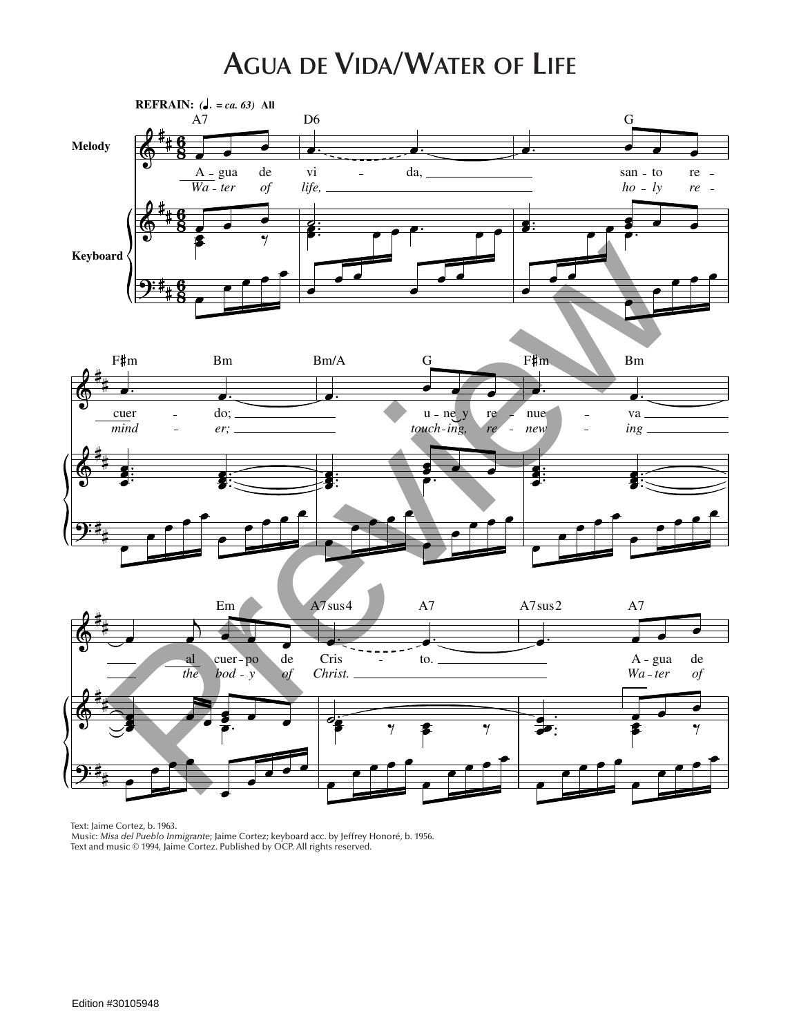# Agua de Vida/Water of Life

**REFRAIN:** (♩. = ca. 63) **All**

Agua de vida, santo recuerdo; une y renueva al cuerpo de Cristo. Agua de

*Water of life, holy reminder; touching, renewing the body of Christ. Water of*

Text: Jaime Cortez, b. 1963.
Music: *Misa del Pueblo Inmigrante*; Jaime Cortez; keyboard acc. by Jeffrey Honoré, b. 1956.
Text and music © 1994, Jaime Cortez. Published by OCP. All rights reserved.

Edition #30105948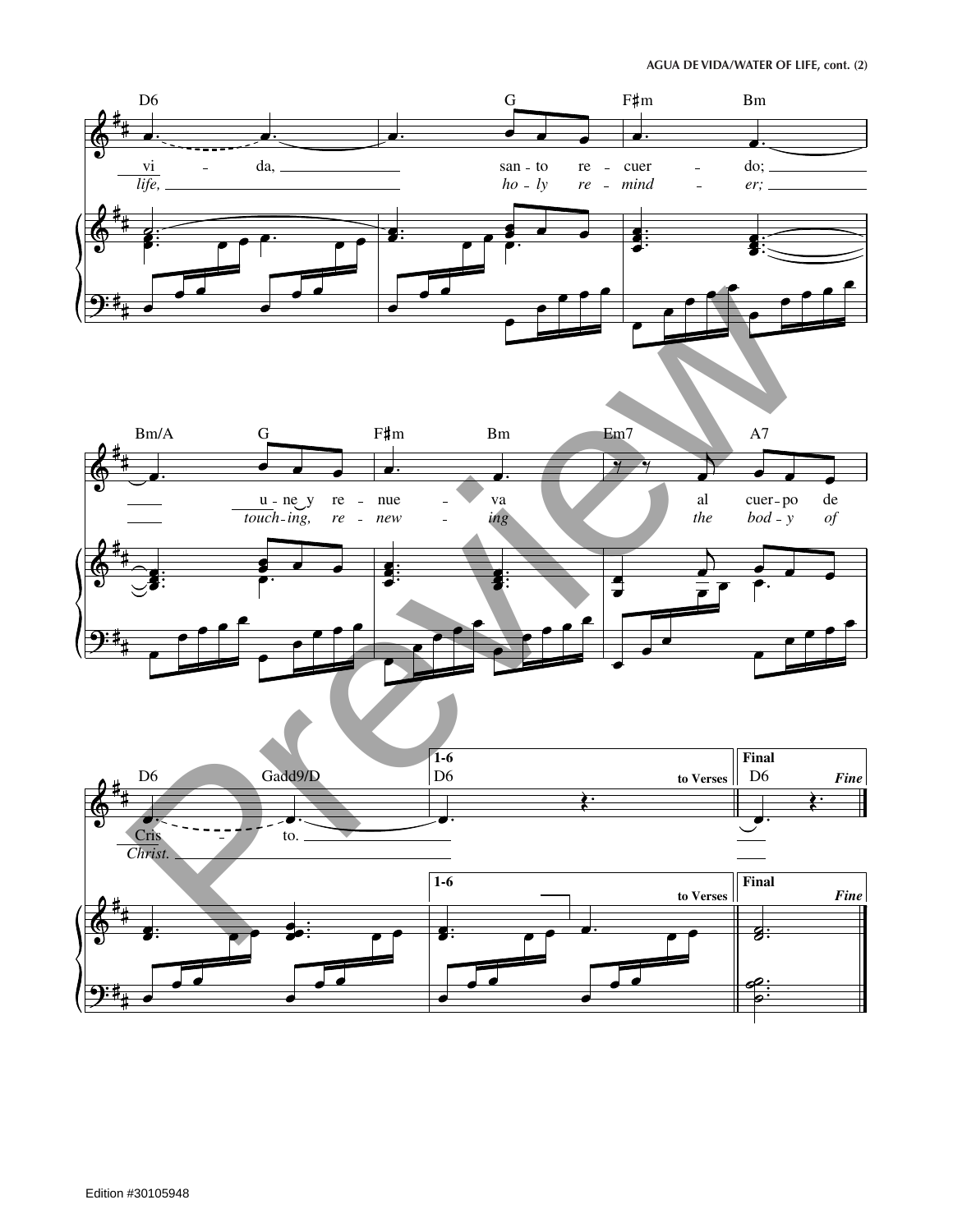vida, santo recuerdo; une y renueva al cuerpo de Cristo.

*life, holy reminder; touching, renewing the body of Christ.*

D6 G F♯m Bm Bm/A G F♯m Bm Em7 A7 D6 Gadd9/D

1-6 D6 to Verses

Final D6 *Fine*

Edition #30105948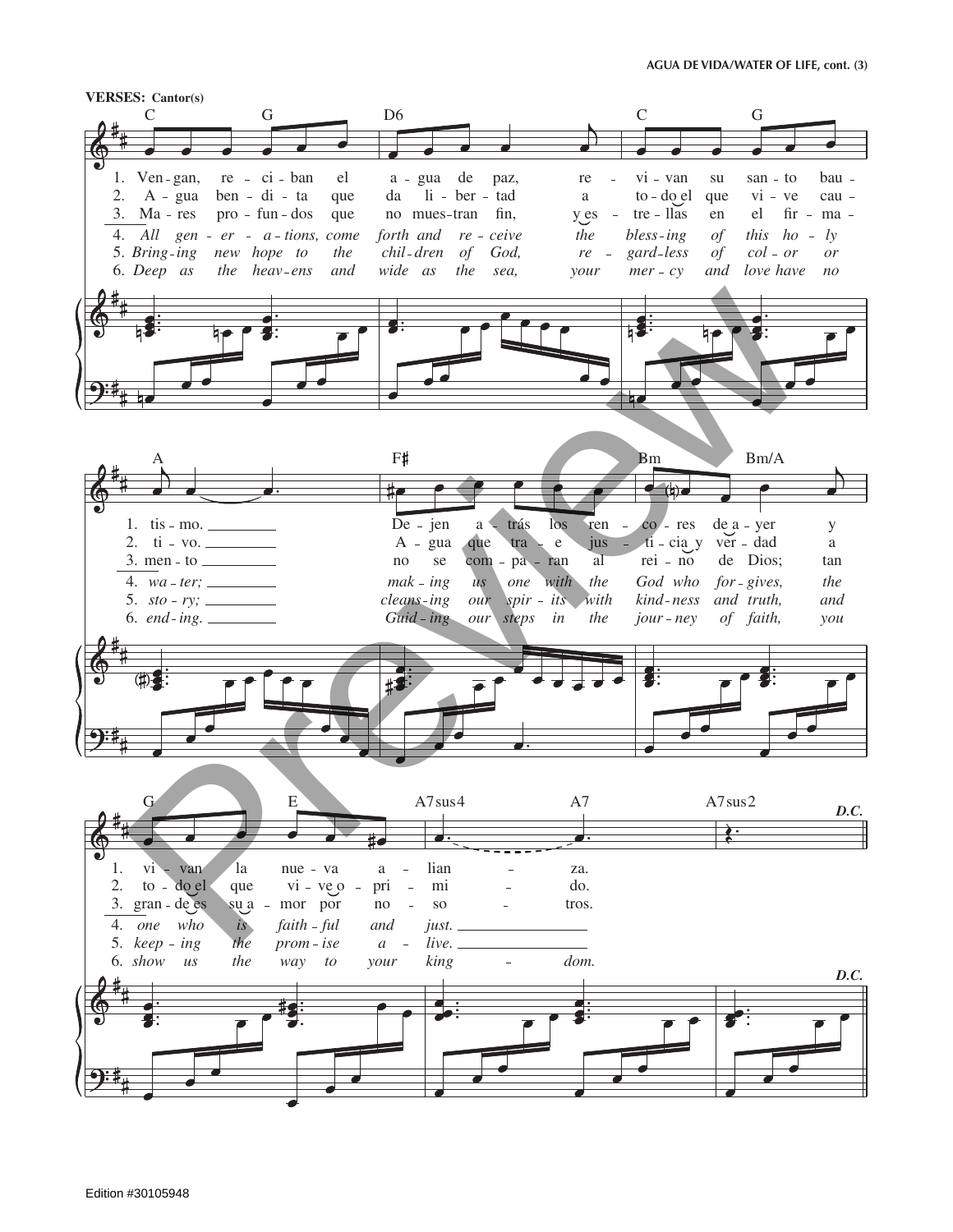**VERSES: Cantor(s)**

1. Vengan, reciban el agua de paz, revivan su santo bautismo. Dejen atrás los rencores de ayer y vivan la nueva alianza.

2. Agua bendita que da libertad a todo el que vive cautivo. Agua que trae justicia y verdad a todo el que vive oprimido.

3. Mares profundos que no muestran fin, y estrellas en el firmamento no se comparan al reino de Dios; tan grande es su amor por nosotros.

4. *All generations, come forth and receive the blessing of this holy water; making us one with the God who forgives, the one who is faithful and just.*

5. *Bringing new hope to the children of God, regardless of color or story; cleansing our spirits with kindness and truth, and keeping the promise alive.*

6. *Deep as the heavens and wide as the sea, your mercy and love have no ending. Guiding our steps in the journey of faith, you show us the way to your kingdom.*

***D.C.***